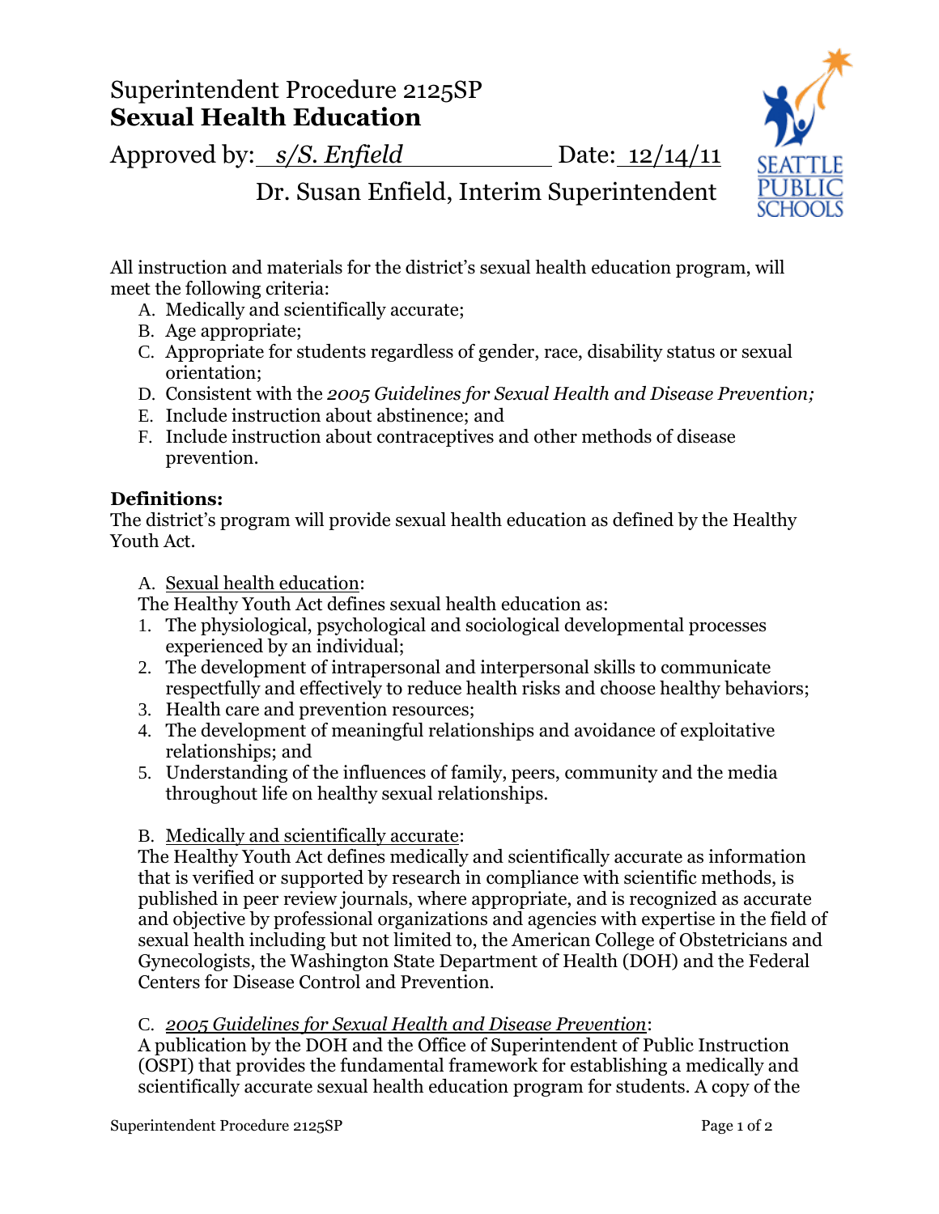# Superintendent Procedure 2125SP
# **Sexual Health Education**

Approved by: *s/S. Enfield* Date: 12/14/11

Dr. Susan Enfield, Interim Superintendent

All instruction and materials for the district's sexual health education program, will meet the following criteria:

A. Medically and scientifically accurate;
B. Age appropriate;
C. Appropriate for students regardless of gender, race, disability status or sexual orientation;
D. Consistent with the *2005 Guidelines for Sexual Health and Disease Prevention;*
E. Include instruction about abstinence; and
F. Include instruction about contraceptives and other methods of disease prevention.

**Definitions:**

The district's program will provide sexual health education as defined by the Healthy Youth Act.

A. Sexual health education:

The Healthy Youth Act defines sexual health education as:

1. The physiological, psychological and sociological developmental processes experienced by an individual;
2. The development of intrapersonal and interpersonal skills to communicate respectfully and effectively to reduce health risks and choose healthy behaviors;
3. Health care and prevention resources;
4. The development of meaningful relationships and avoidance of exploitative relationships; and
5. Understanding of the influences of family, peers, community and the media throughout life on healthy sexual relationships.

B. Medically and scientifically accurate:

The Healthy Youth Act defines medically and scientifically accurate as information that is verified or supported by research in compliance with scientific methods, is published in peer review journals, where appropriate, and is recognized as accurate and objective by professional organizations and agencies with expertise in the field of sexual health including but not limited to, the American College of Obstetricians and Gynecologists, the Washington State Department of Health (DOH) and the Federal Centers for Disease Control and Prevention.

C. *2005 Guidelines for Sexual Health and Disease Prevention*:

A publication by the DOH and the Office of Superintendent of Public Instruction (OSPI) that provides the fundamental framework for establishing a medically and scientifically accurate sexual health education program for students. A copy of the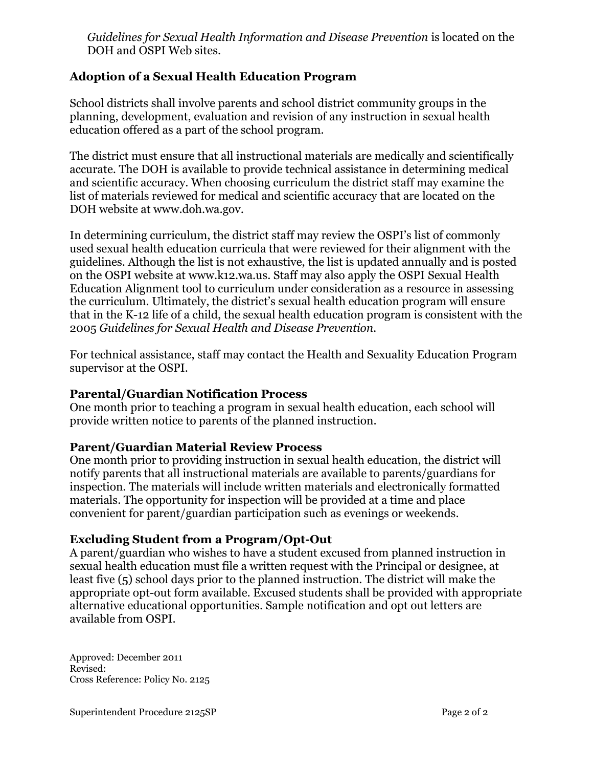*Guidelines for Sexual Health Information and Disease Prevention* is located on the DOH and OSPI Web sites.

## Adoption of a Sexual Health Education Program

School districts shall involve parents and school district community groups in the planning, development, evaluation and revision of any instruction in sexual health education offered as a part of the school program.

The district must ensure that all instructional materials are medically and scientifically accurate. The DOH is available to provide technical assistance in determining medical and scientific accuracy. When choosing curriculum the district staff may examine the list of materials reviewed for medical and scientific accuracy that are located on the DOH website at www.doh.wa.gov.

In determining curriculum, the district staff may review the OSPI's list of commonly used sexual health education curricula that were reviewed for their alignment with the guidelines. Although the list is not exhaustive, the list is updated annually and is posted on the OSPI website at www.k12.wa.us. Staff may also apply the OSPI Sexual Health Education Alignment tool to curriculum under consideration as a resource in assessing the curriculum. Ultimately, the district's sexual health education program will ensure that in the K-12 life of a child, the sexual health education program is consistent with the 2005 *Guidelines for Sexual Health and Disease Prevention*.

For technical assistance, staff may contact the Health and Sexuality Education Program supervisor at the OSPI.

### Parental/Guardian Notification Process

One month prior to teaching a program in sexual health education, each school will provide written notice to parents of the planned instruction.

### Parent/Guardian Material Review Process

One month prior to providing instruction in sexual health education, the district will notify parents that all instructional materials are available to parents/guardians for inspection. The materials will include written materials and electronically formatted materials. The opportunity for inspection will be provided at a time and place convenient for parent/guardian participation such as evenings or weekends.

### Excluding Student from a Program/Opt-Out

A parent/guardian who wishes to have a student excused from planned instruction in sexual health education must file a written request with the Principal or designee, at least five (5) school days prior to the planned instruction. The district will make the appropriate opt-out form available. Excused students shall be provided with appropriate alternative educational opportunities. Sample notification and opt out letters are available from OSPI.

Approved: December 2011
Revised:
Cross Reference: Policy No. 2125

Superintendent Procedure 2125SP